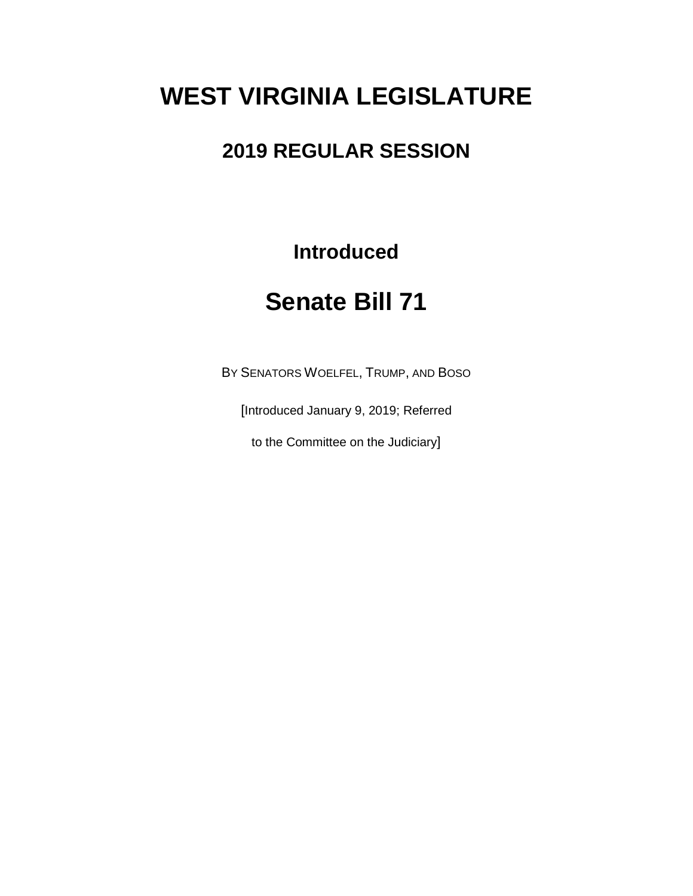# WEST VIRGINIA LEGISLATURE

## 2019 REGULAR SESSION

### Introduced

## Senate Bill 71

BY SENATORS WOELFEL, TRUMP, AND BOSO

[Introduced January 9, 2019; Referred

to the Committee on the Judiciary]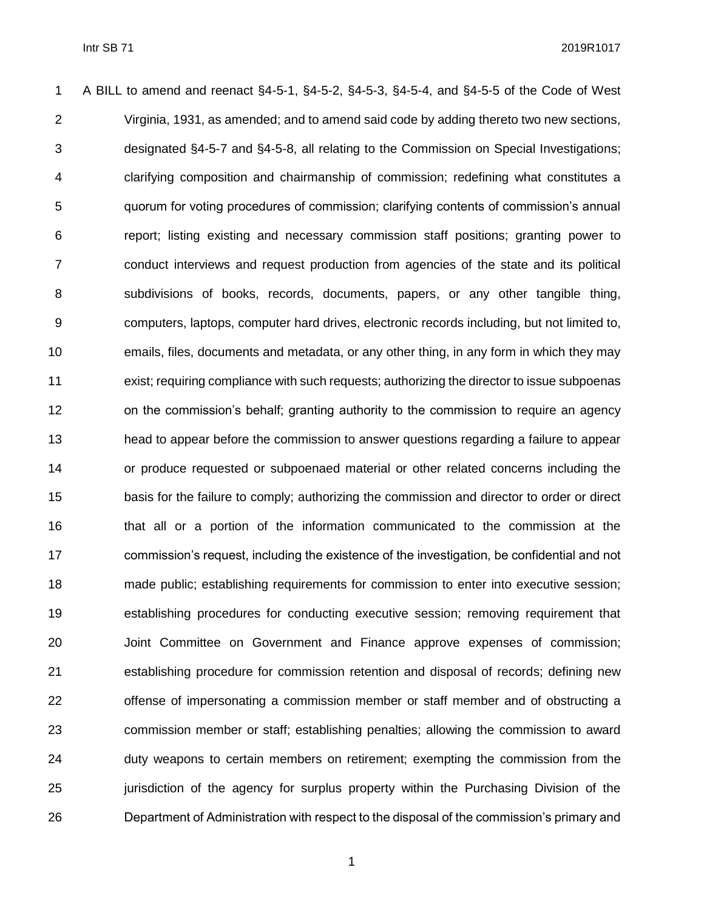A BILL to amend and reenact §4-5-1, §4-5-2, §4-5-3, §4-5-4, and §4-5-5 of the Code of West Virginia, 1931, as amended; and to amend said code by adding thereto two new sections, designated §4-5-7 and §4-5-8, all relating to the Commission on Special Investigations; clarifying composition and chairmanship of commission; redefining what constitutes a quorum for voting procedures of commission; clarifying contents of commission's annual report; listing existing and necessary commission staff positions; granting power to conduct interviews and request production from agencies of the state and its political subdivisions of books, records, documents, papers, or any other tangible thing, computers, laptops, computer hard drives, electronic records including, but not limited to, emails, files, documents and metadata, or any other thing, in any form in which they may exist; requiring compliance with such requests; authorizing the director to issue subpoenas on the commission's behalf; granting authority to the commission to require an agency head to appear before the commission to answer questions regarding a failure to appear or produce requested or subpoenaed material or other related concerns including the basis for the failure to comply; authorizing the commission and director to order or direct that all or a portion of the information communicated to the commission at the commission's request, including the existence of the investigation, be confidential and not made public; establishing requirements for commission to enter into executive session; establishing procedures for conducting executive session; removing requirement that Joint Committee on Government and Finance approve expenses of commission; establishing procedure for commission retention and disposal of records; defining new offense of impersonating a commission member or staff member and of obstructing a commission member or staff; establishing penalties; allowing the commission to award duty weapons to certain members on retirement; exempting the commission from the jurisdiction of the agency for surplus property within the Purchasing Division of the Department of Administration with respect to the disposal of the commission's primary and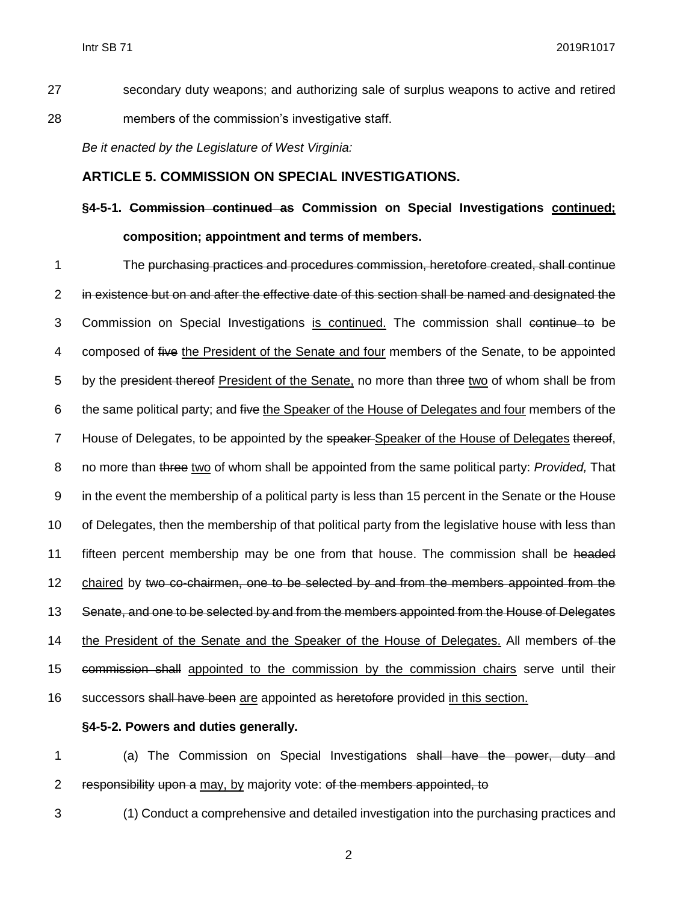secondary duty weapons; and authorizing sale of surplus weapons to active and retired members of the commission's investigative staff.

*Be it enacted by the Legislature of West Virginia:*

## ARTICLE 5. COMMISSION ON SPECIAL INVESTIGATIONS.

### §4-5-1. ~~Commission continued as~~ Commission on Special Investigations <u>continued;</u> composition; appointment and terms of members.

The ~~purchasing practices and procedures commission, heretofore created, shall continue in existence but on and after the effective date of this section shall be named and designated the~~ Commission on Special Investigations <u>is continued.</u> The commission shall ~~continue to~~ be composed of ~~five~~ <u>the President of the Senate and four</u> members of the Senate, to be appointed by the ~~president thereof~~ <u>President of the Senate,</u> no more than ~~three~~ <u>two</u> of whom shall be from the same political party; and ~~five~~ <u>the Speaker of the House of Delegates and four</u> members of the House of Delegates, to be appointed by the ~~speaker~~ <u>Speaker of the House of Delegates</u> ~~thereof~~, no more than ~~three~~ <u>two</u> of whom shall be appointed from the same political party: *Provided,* That in the event the membership of a political party is less than 15 percent in the Senate or the House of Delegates, then the membership of that political party from the legislative house with less than fifteen percent membership may be one from that house. The commission shall be ~~headed~~ <u>chaired</u> by ~~two co-chairmen, one to be selected by and from the members appointed from the Senate, and one to be selected by and from the members appointed from the House of Delegates~~ <u>the President of the Senate and the Speaker of the House of Delegates.</u> All members ~~of the commission shall~~ <u>appointed to the commission by the commission chairs</u> serve until their successors ~~shall have been~~ <u>are</u> appointed as ~~heretofore~~ provided <u>in this section.</u>

### §4-5-2. Powers and duties generally.

(a) The Commission on Special Investigations ~~shall have the power, duty and responsibility upon a~~ <u>may, by</u> majority vote: ~~of the members appointed, to~~

(1) Conduct a comprehensive and detailed investigation into the purchasing practices and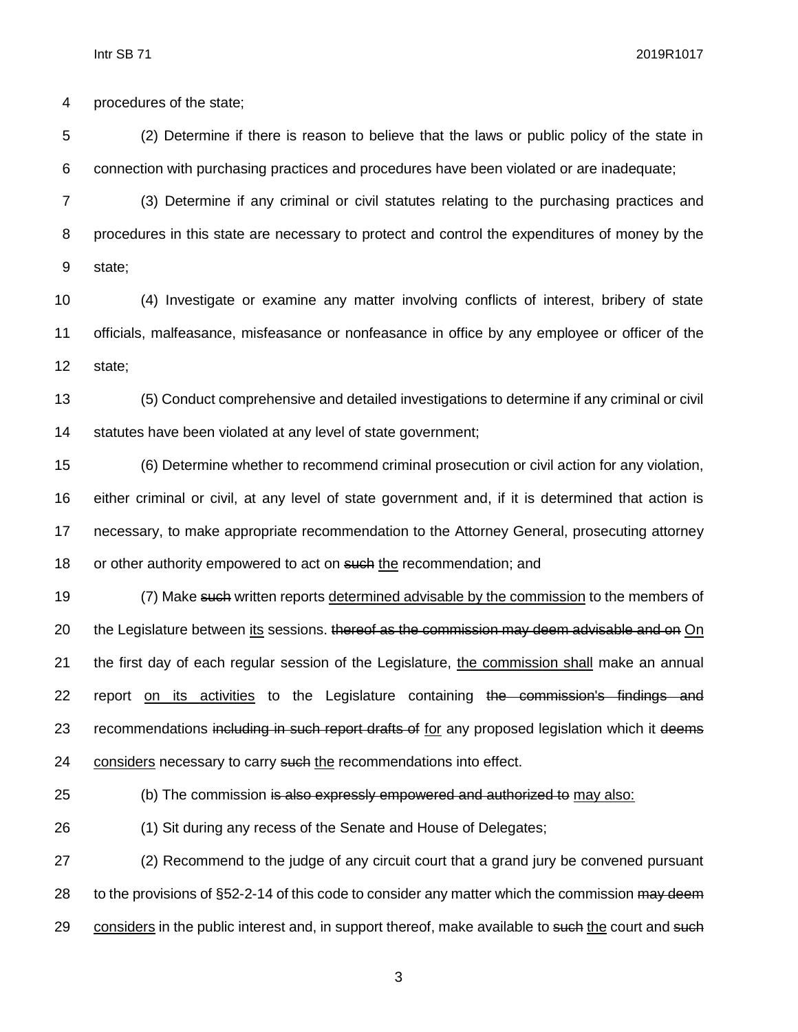procedures of the state;

(2) Determine if there is reason to believe that the laws or public policy of the state in connection with purchasing practices and procedures have been violated or are inadequate;

(3) Determine if any criminal or civil statutes relating to the purchasing practices and procedures in this state are necessary to protect and control the expenditures of money by the state;

(4) Investigate or examine any matter involving conflicts of interest, bribery of state officials, malfeasance, misfeasance or nonfeasance in office by any employee or officer of the state;

(5) Conduct comprehensive and detailed investigations to determine if any criminal or civil statutes have been violated at any level of state government;

(6) Determine whether to recommend criminal prosecution or civil action for any violation, either criminal or civil, at any level of state government and, if it is determined that action is necessary, to make appropriate recommendation to the Attorney General, prosecuting attorney or other authority empowered to act on ~~such~~ <u>the</u> recommendation; and

(7) Make ~~such~~ written reports <u>determined advisable by the commission</u> to the members of the Legislature between <u>its</u> sessions. ~~thereof as the commission may deem advisable and on~~ <u>On</u> the first day of each regular session of the Legislature, <u>the commission shall</u> make an annual report <u>on its activities</u> to the Legislature containing ~~the commission's findings and~~ recommendations ~~including in such report drafts of~~ <u>for</u> any proposed legislation which it ~~deems~~ <u>considers</u> necessary to carry ~~such~~ <u>the</u> recommendations into effect.

(b) The commission ~~is also expressly empowered and authorized to~~ <u>may also:</u>

(1) Sit during any recess of the Senate and House of Delegates;

(2) Recommend to the judge of any circuit court that a grand jury be convened pursuant to the provisions of §52-2-14 of this code to consider any matter which the commission ~~may deem~~ <u>considers</u> in the public interest and, in support thereof, make available to ~~such~~ <u>the</u> court and ~~such~~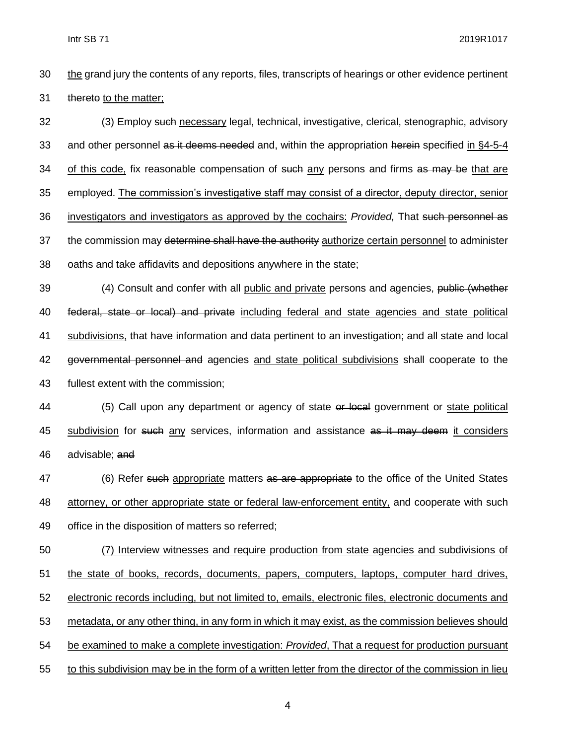the grand jury the contents of any reports, files, transcripts of hearings or other evidence pertinent ~~thereto~~ to the matter;

(3) Employ ~~such~~ necessary legal, technical, investigative, clerical, stenographic, advisory and other personnel ~~as it deems needed~~ and, within the appropriation ~~herein~~ specified in §4-5-4 of this code, fix reasonable compensation of ~~such~~ any persons and firms ~~as may be~~ that are employed. The commission's investigative staff may consist of a director, deputy director, senior investigators and investigators as approved by the cochairs: *Provided,* That ~~such personnel as~~ the commission may ~~determine shall have the authority~~ authorize certain personnel to administer oaths and take affidavits and depositions anywhere in the state;

(4) Consult and confer with all public and private persons and agencies, ~~public (whether federal, state or local) and private~~ including federal and state agencies and state political subdivisions, that have information and data pertinent to an investigation; and all state ~~and local governmental personnel and~~ agencies and state political subdivisions shall cooperate to the fullest extent with the commission;

(5) Call upon any department or agency of state ~~or local~~ government or state political subdivision for ~~such~~ any services, information and assistance ~~as it may deem~~ it considers advisable; ~~and~~

(6) Refer ~~such~~ appropriate matters ~~as are appropriate~~ to the office of the United States attorney, or other appropriate state or federal law-enforcement entity, and cooperate with such office in the disposition of matters so referred;

(7) Interview witnesses and require production from state agencies and subdivisions of the state of books, records, documents, papers, computers, laptops, computer hard drives, electronic records including, but not limited to, emails, electronic files, electronic documents and metadata, or any other thing, in any form in which it may exist, as the commission believes should be examined to make a complete investigation: *Provided*, That a request for production pursuant to this subdivision may be in the form of a written letter from the director of the commission in lieu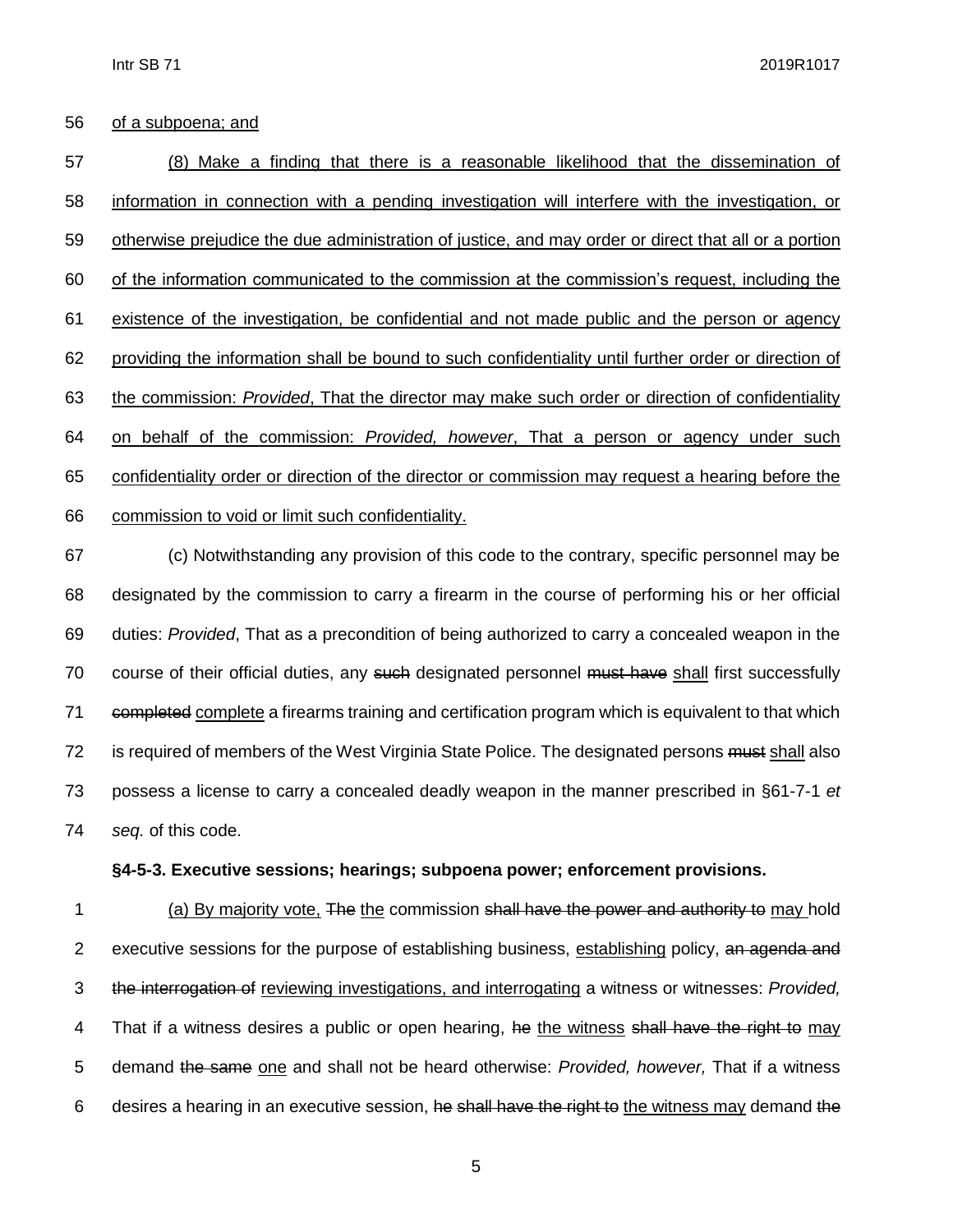of a subpoena; and

(8) Make a finding that there is a reasonable likelihood that the dissemination of information in connection with a pending investigation will interfere with the investigation, or otherwise prejudice the due administration of justice, and may order or direct that all or a portion of the information communicated to the commission at the commission's request, including the existence of the investigation, be confidential and not made public and the person or agency providing the information shall be bound to such confidentiality until further order or direction of the commission: *Provided*, That the director may make such order or direction of confidentiality on behalf of the commission: *Provided, however*, That a person or agency under such confidentiality order or direction of the director or commission may request a hearing before the commission to void or limit such confidentiality.

(c) Notwithstanding any provision of this code to the contrary, specific personnel may be designated by the commission to carry a firearm in the course of performing his or her official duties: *Provided*, That as a precondition of being authorized to carry a concealed weapon in the course of their official duties, any ~~such~~ designated personnel ~~must have~~ shall first successfully ~~completed~~ complete a firearms training and certification program which is equivalent to that which is required of members of the West Virginia State Police. The designated persons ~~must~~ shall also possess a license to carry a concealed deadly weapon in the manner prescribed in §61-7-1 *et seq.* of this code.

**§4-5-3. Executive sessions; hearings; subpoena power; enforcement provisions.**

(a) By majority vote, ~~The~~ the commission ~~shall have the power and authority to~~ may hold executive sessions for the purpose of establishing business, establishing policy, ~~an agenda and the interrogation of~~ reviewing investigations, and interrogating a witness or witnesses: *Provided,* That if a witness desires a public or open hearing, ~~he~~ the witness ~~shall have the right to~~ may demand ~~the same~~ one and shall not be heard otherwise: *Provided, however,* That if a witness desires a hearing in an executive session, ~~he shall have the right to~~ the witness may demand ~~the~~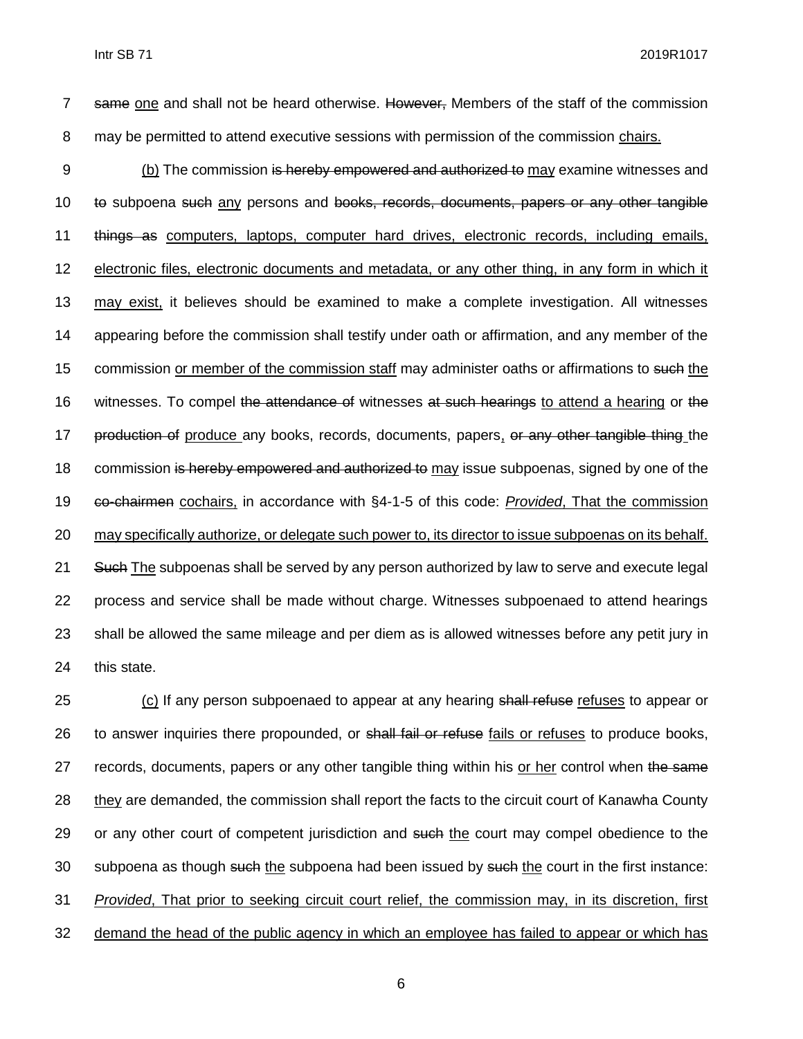~~same~~ <u>one</u> and shall not be heard otherwise. ~~However,~~ Members of the staff of the commission may be permitted to attend executive sessions with permission of the commission <u>chairs.</u>

<u>(b)</u> The commission ~~is hereby empowered and authorized to~~ <u>may</u> examine witnesses and ~~to~~ subpoena ~~such~~ <u>any</u> persons and ~~books, records, documents, papers or any other tangible things as~~ <u>computers, laptops, computer hard drives, electronic records, including emails, electronic files, electronic documents and metadata, or any other thing, in any form in which it may exist,</u> it believes should be examined to make a complete investigation. All witnesses appearing before the commission shall testify under oath or affirmation, and any member of the commission <u>or member of the commission staff</u> may administer oaths or affirmations to ~~such~~ <u>the</u> witnesses. To compel ~~the attendance of~~ witnesses ~~at such hearings~~ <u>to attend a hearing</u> or ~~the production of~~ <u>produce</u> any books, records, documents, papers<u>,</u> ~~or any other tangible thing~~ the commission ~~is hereby empowered and authorized to~~ <u>may</u> issue subpoenas, signed by one of the ~~co-chairmen~~ <u>cochairs,</u> in accordance with §4-1-5 of this code: <u>*Provided*, That the commission may specifically authorize, or delegate such power to, its director to issue subpoenas on its behalf.</u> ~~Such~~ <u>The</u> subpoenas shall be served by any person authorized by law to serve and execute legal process and service shall be made without charge. Witnesses subpoenaed to attend hearings shall be allowed the same mileage and per diem as is allowed witnesses before any petit jury in this state.

<u>(c)</u> If any person subpoenaed to appear at any hearing ~~shall refuse~~ <u>refuses</u> to appear or to answer inquiries there propounded, or ~~shall fail or refuse~~ <u>fails or refuses</u> to produce books, records, documents, papers or any other tangible thing within his <u>or her</u> control when ~~the same~~ <u>they</u> are demanded, the commission shall report the facts to the circuit court of Kanawha County or any other court of competent jurisdiction and ~~such~~ <u>the</u> court may compel obedience to the subpoena as though ~~such~~ <u>the</u> subpoena had been issued by ~~such~~ <u>the</u> court in the first instance: <u>*Provided*, That prior to seeking circuit court relief, the commission may, in its discretion, first demand the head of the public agency in which an employee has failed to appear or which has</u>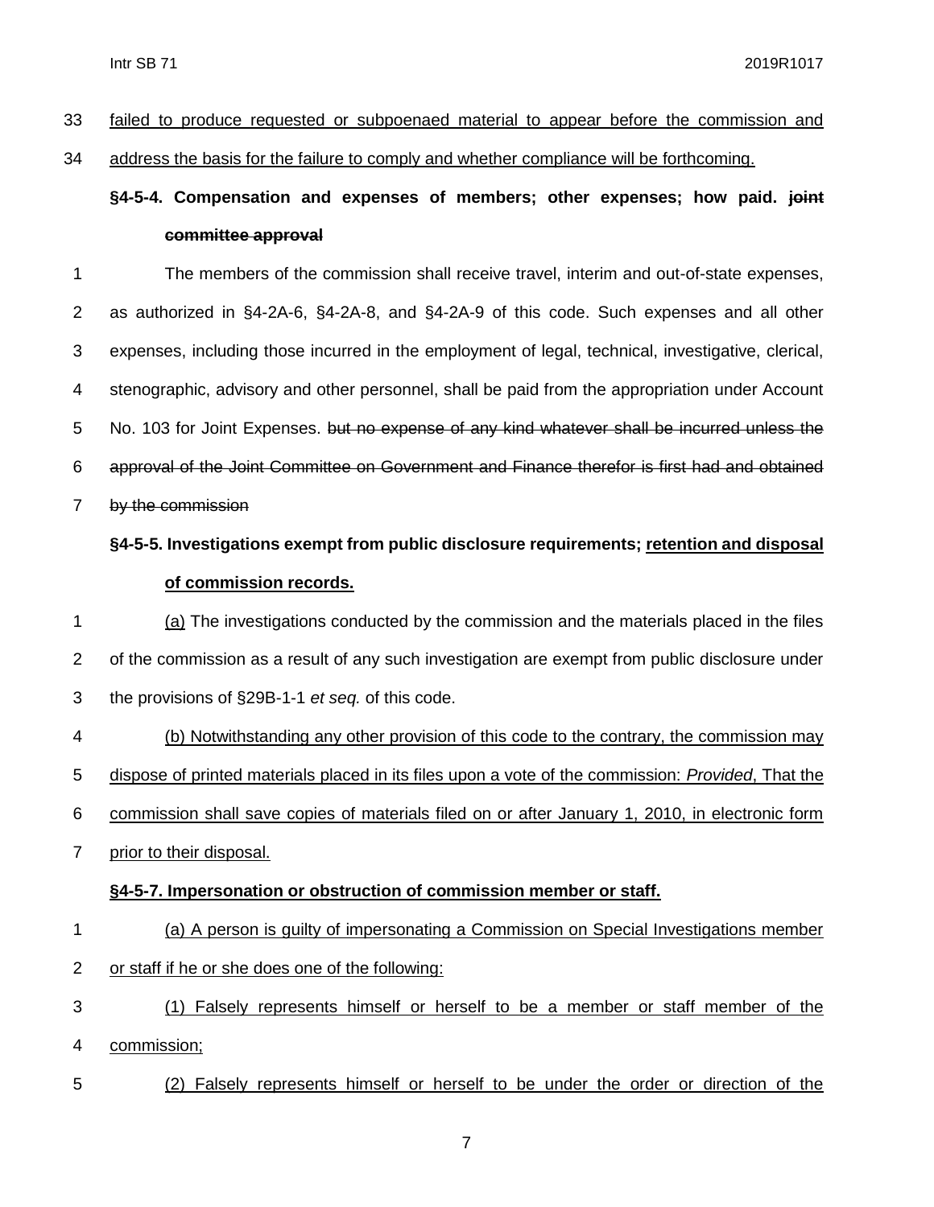failed to produce requested or subpoenaed material to appear before the commission and address the basis for the failure to comply and whether compliance will be forthcoming.

**§4-5-4. Compensation and expenses of members; other expenses; how paid. ~~joint committee approval~~**

The members of the commission shall receive travel, interim and out-of-state expenses, as authorized in §4-2A-6, §4-2A-8, and §4-2A-9 of this code. Such expenses and all other expenses, including those incurred in the employment of legal, technical, investigative, clerical, stenographic, advisory and other personnel, shall be paid from the appropriation under Account No. 103 for Joint Expenses. ~~but no expense of any kind whatever shall be incurred unless the approval of the Joint Committee on Government and Finance therefor is first had and obtained by the commission~~

**§4-5-5. Investigations exempt from public disclosure requirements; retention and disposal of commission records.**

(a) The investigations conducted by the commission and the materials placed in the files of the commission as a result of any such investigation are exempt from public disclosure under the provisions of §29B-1-1 *et seq.* of this code.

(b) Notwithstanding any other provision of this code to the contrary, the commission may dispose of printed materials placed in its files upon a vote of the commission: *Provided*, That the commission shall save copies of materials filed on or after January 1, 2010, in electronic form prior to their disposal.

**§4-5-7. Impersonation or obstruction of commission member or staff.**

(a) A person is guilty of impersonating a Commission on Special Investigations member or staff if he or she does one of the following:

(1) Falsely represents himself or herself to be a member or staff member of the commission;

(2) Falsely represents himself or herself to be under the order or direction of the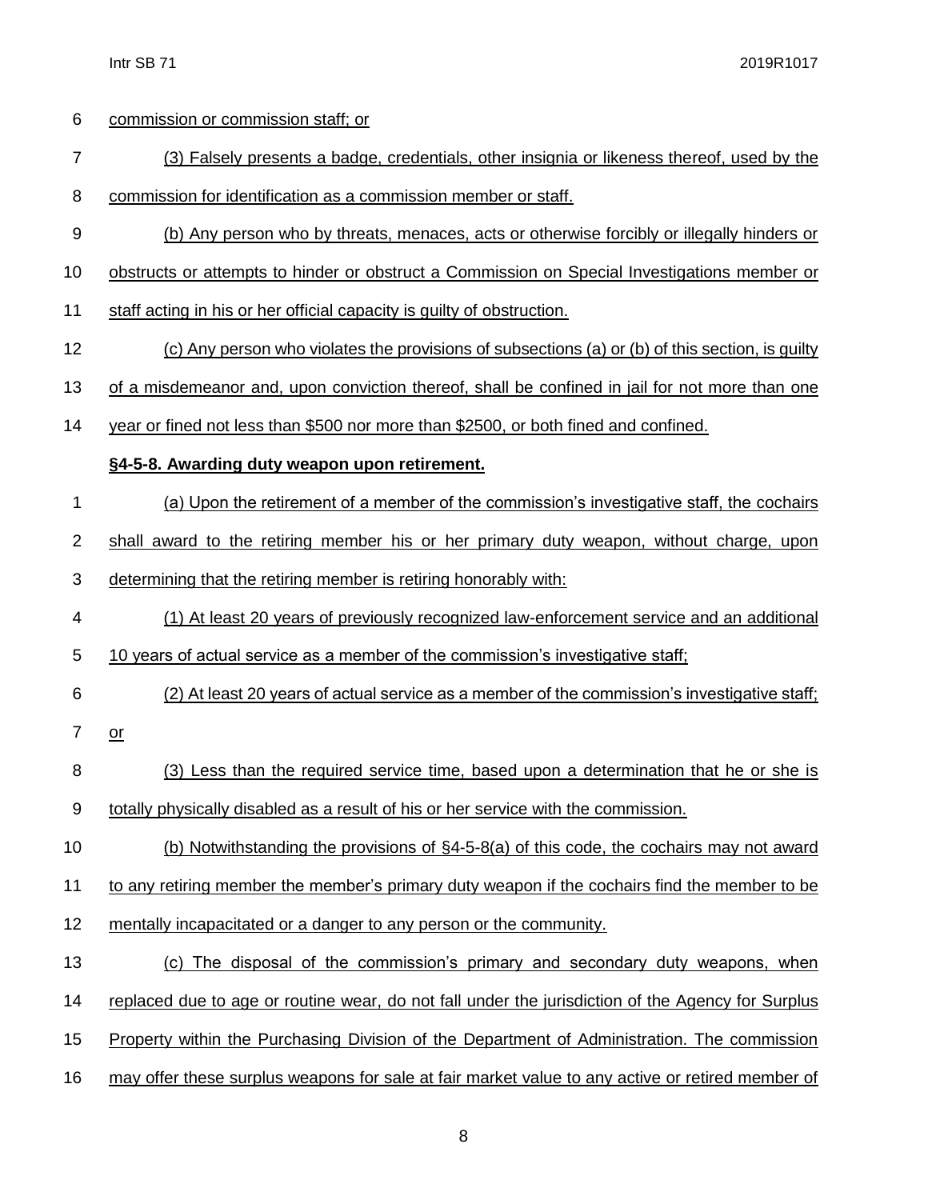commission or commission staff; or

(3) Falsely presents a badge, credentials, other insignia or likeness thereof, used by the commission for identification as a commission member or staff.

(b) Any person who by threats, menaces, acts or otherwise forcibly or illegally hinders or obstructs or attempts to hinder or obstruct a Commission on Special Investigations member or staff acting in his or her official capacity is guilty of obstruction.

(c) Any person who violates the provisions of subsections (a) or (b) of this section, is guilty of a misdemeanor and, upon conviction thereof, shall be confined in jail for not more than one year or fined not less than $500 nor more than $2500, or both fined and confined.

**§4-5-8. Awarding duty weapon upon retirement.**

(a) Upon the retirement of a member of the commission's investigative staff, the cochairs shall award to the retiring member his or her primary duty weapon, without charge, upon determining that the retiring member is retiring honorably with:

(1) At least 20 years of previously recognized law-enforcement service and an additional 10 years of actual service as a member of the commission's investigative staff;

(2) At least 20 years of actual service as a member of the commission's investigative staff; or

(3) Less than the required service time, based upon a determination that he or she is totally physically disabled as a result of his or her service with the commission.

(b) Notwithstanding the provisions of §4-5-8(a) of this code, the cochairs may not award to any retiring member the member's primary duty weapon if the cochairs find the member to be mentally incapacitated or a danger to any person or the community.

(c) The disposal of the commission's primary and secondary duty weapons, when replaced due to age or routine wear, do not fall under the jurisdiction of the Agency for Surplus Property within the Purchasing Division of the Department of Administration. The commission may offer these surplus weapons for sale at fair market value to any active or retired member of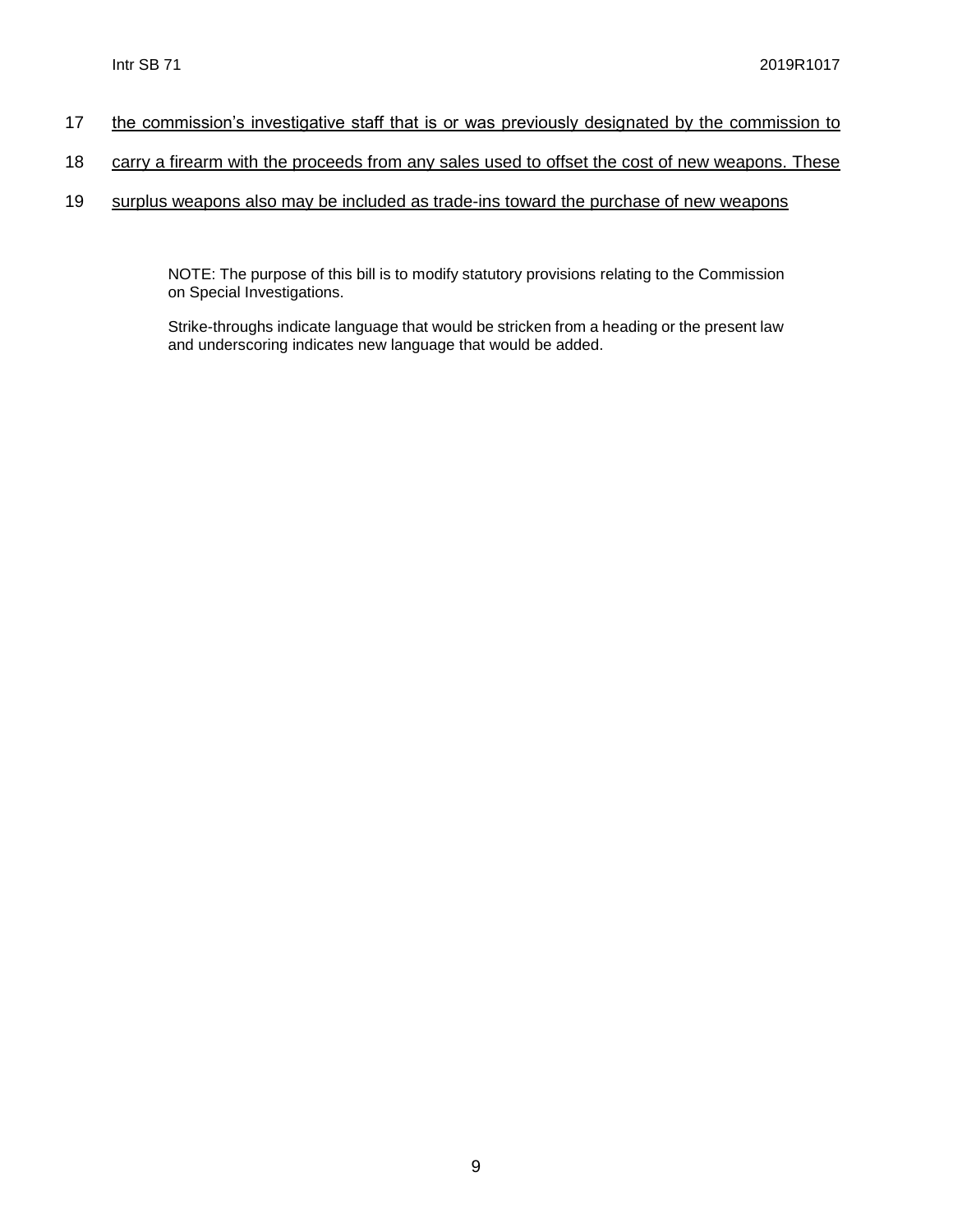17 <u>the commission's investigative staff that is or was previously designated by the commission to</u>

18 <u>carry a firearm with the proceeds from any sales used to offset the cost of new weapons. These</u>

19 <u>surplus weapons also may be included as trade-ins toward the purchase of new weapons</u>

NOTE: The purpose of this bill is to modify statutory provisions relating to the Commission on Special Investigations.

Strike-throughs indicate language that would be stricken from a heading or the present law and underscoring indicates new language that would be added.